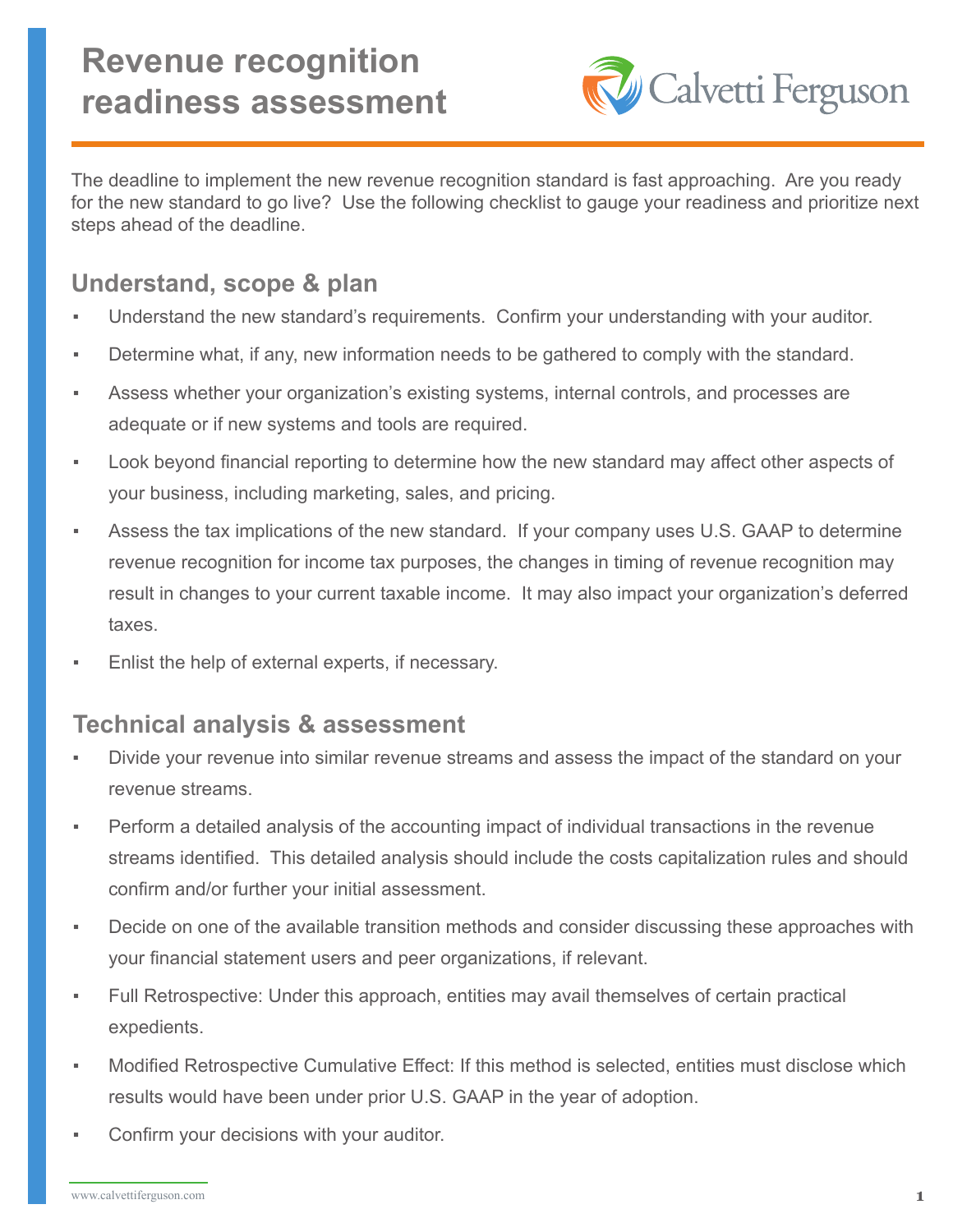# Revenue recognition readiness assessment

Calvetti Ferguson

The deadline to implement the new revenue recognition standard is fast approaching. Are you ready for the new standard to go live? Use the following checklist to gauge your readiness and prioritize next steps ahead of the deadline.

## Understand, scope & plan

- Understand the new standard's requirements. Confirm your understanding with your auditor.
- Determine what, if any, new information needs to be gathered to comply with the standard.
- Assess whether your organization's existing systems, internal controls, and processes are adequate or if new systems and tools are required.
- Look beyond financial reporting to determine how the new standard may affect other aspects of your business, including marketing, sales, and pricing.
- Assess the tax implications of the new standard. If your company uses U.S. GAAP to determine revenue recognition for income tax purposes, the changes in timing of revenue recognition may result in changes to your current taxable income. It may also impact your organization's deferred taxes.
- Enlist the help of external experts, if necessary.

## Technical analysis & assessment

- Divide your revenue into similar revenue streams and assess the impact of the standard on your revenue streams.
- Perform a detailed analysis of the accounting impact of individual transactions in the revenue streams identified. This detailed analysis should include the costs capitalization rules and should confirm and/or further your initial assessment.
- Decide on one of the available transition methods and consider discussing these approaches with your financial statement users and peer organizations, if relevant.
- Full Retrospective: Under this approach, entities may avail themselves of certain practical expedients.
- Modified Retrospective Cumulative Effect: If this method is selected, entities must disclose which results would have been under prior U.S. GAAP in the year of adoption.
- Confirm your decisions with your auditor.

www.calvettiferguson.com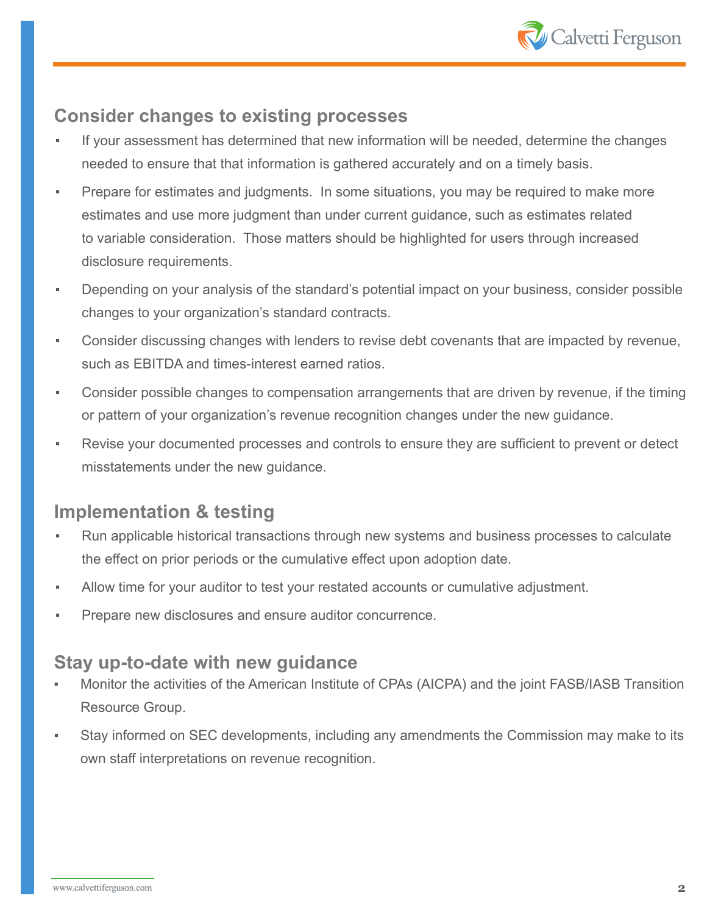## Consider changes to existing processes

- If your assessment has determined that new information will be needed, determine the changes needed to ensure that that information is gathered accurately and on a timely basis.
- Prepare for estimates and judgments. In some situations, you may be required to make more estimates and use more judgment than under current guidance, such as estimates related to variable consideration. Those matters should be highlighted for users through increased disclosure requirements.
- Depending on your analysis of the standard's potential impact on your business, consider possible changes to your organization's standard contracts.
- Consider discussing changes with lenders to revise debt covenants that are impacted by revenue, such as EBITDA and times-interest earned ratios.
- Consider possible changes to compensation arrangements that are driven by revenue, if the timing or pattern of your organization's revenue recognition changes under the new guidance.
- Revise your documented processes and controls to ensure they are sufficient to prevent or detect misstatements under the new guidance.

## Implementation & testing

- Run applicable historical transactions through new systems and business processes to calculate the effect on prior periods or the cumulative effect upon adoption date.
- Allow time for your auditor to test your restated accounts or cumulative adjustment.
- Prepare new disclosures and ensure auditor concurrence.

## Stay up-to-date with new guidance

- Monitor the activities of the American Institute of CPAs (AICPA) and the joint FASB/IASB Transition Resource Group.
- Stay informed on SEC developments, including any amendments the Commission may make to its own staff interpretations on revenue recognition.